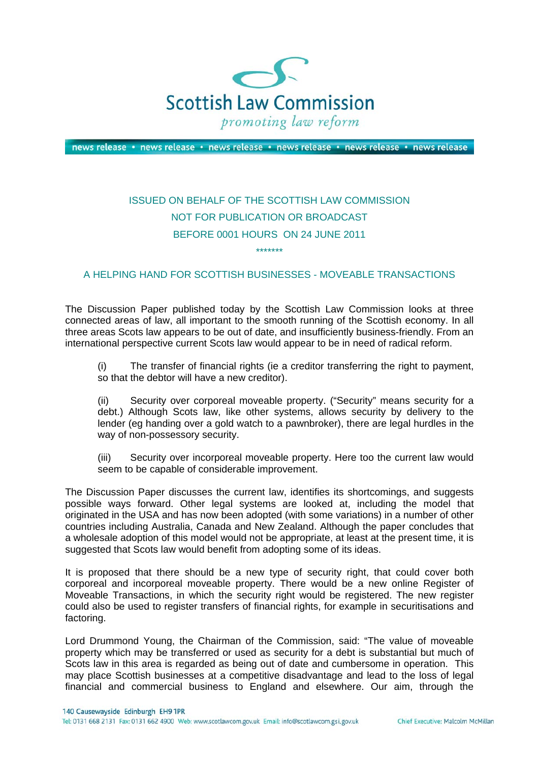Scottish Law Commission

*promoting law reform*

news release • news release • news release • news release • news release • news release

ISSUED ON BEHALF OF THE SCOTTISH LAW COMMISSION

NOT FOR PUBLICATION OR BROADCAST

BEFORE 0001 HOURS ON 24 JUNE 2011

*******

## A HELPING HAND FOR SCOTTISH BUSINESSES - MOVEABLE TRANSACTIONS

The Discussion Paper published today by the Scottish Law Commission looks at three connected areas of law, all important to the smooth running of the Scottish economy. In all three areas Scots law appears to be out of date, and insufficiently business-friendly. From an international perspective current Scots law would appear to be in need of radical reform.

(i) The transfer of financial rights (ie a creditor transferring the right to payment, so that the debtor will have a new creditor).

(ii) Security over corporeal moveable property. ("Security" means security for a debt.) Although Scots law, like other systems, allows security by delivery to the lender (eg handing over a gold watch to a pawnbroker), there are legal hurdles in the way of non-possessory security.

(iii) Security over incorporeal moveable property. Here too the current law would seem to be capable of considerable improvement.

The Discussion Paper discusses the current law, identifies its shortcomings, and suggests possible ways forward. Other legal systems are looked at, including the model that originated in the USA and has now been adopted (with some variations) in a number of other countries including Australia, Canada and New Zealand. Although the paper concludes that a wholesale adoption of this model would not be appropriate, at least at the present time, it is suggested that Scots law would benefit from adopting some of its ideas.

It is proposed that there should be a new type of security right, that could cover both corporeal and incorporeal moveable property. There would be a new online Register of Moveable Transactions, in which the security right would be registered. The new register could also be used to register transfers of financial rights, for example in securitisations and factoring.

Lord Drummond Young, the Chairman of the Commission, said: "The value of moveable property which may be transferred or used as security for a debt is substantial but much of Scots law in this area is regarded as being out of date and cumbersome in operation. This may place Scottish businesses at a competitive disadvantage and lead to the loss of legal financial and commercial business to England and elsewhere. Our aim, through the

140 Causewayside Edinburgh EH9 1PR

Tel: 0131 668 2131 Fax: 0131 662 4900 Web: www.scotlawcom.gov.uk Email: info@scotlawcom.gsi.gov.uk Chief Executive: Malcolm McMillan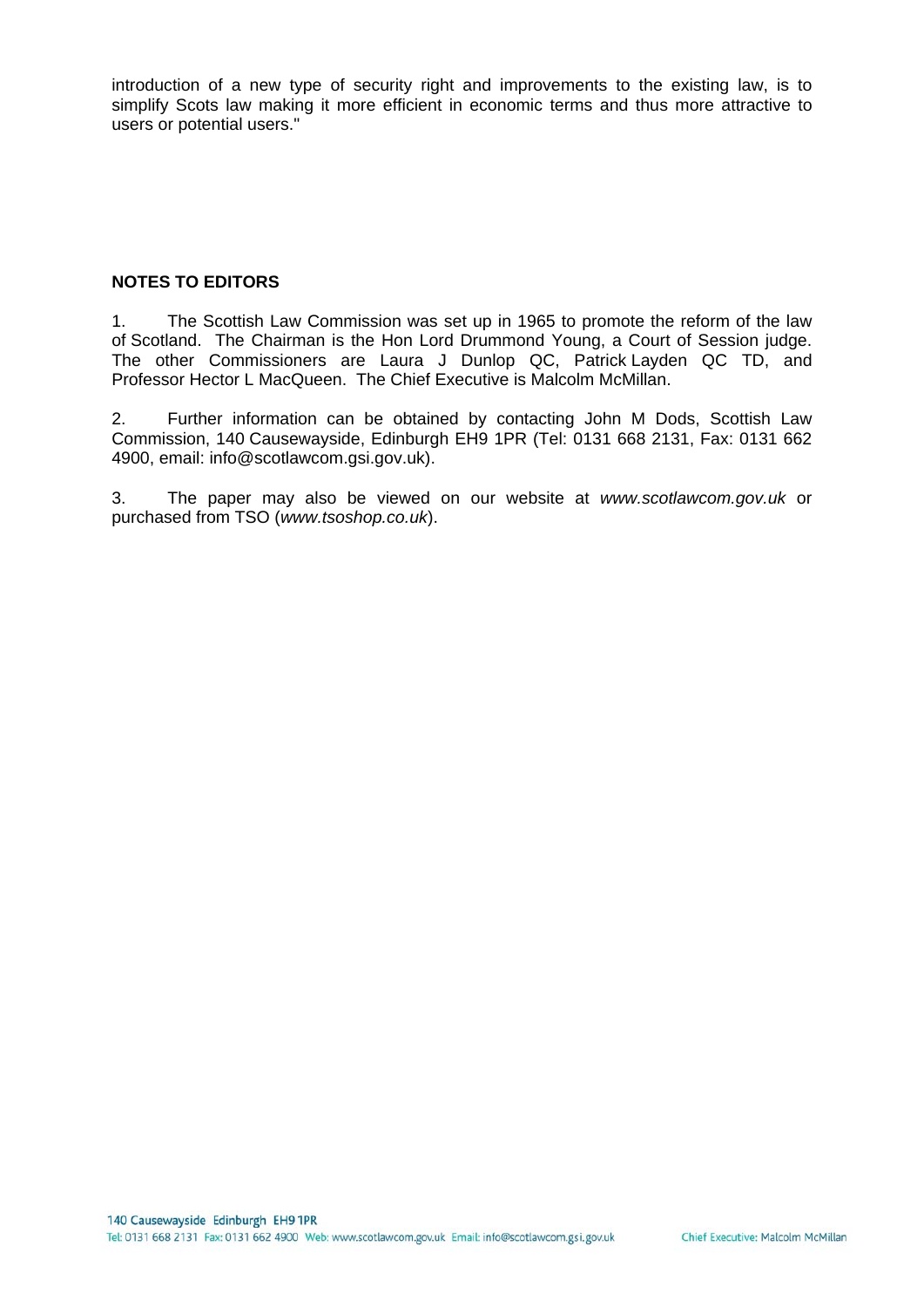introduction of a new type of security right and improvements to the existing law, is to simplify Scots law making it more efficient in economic terms and thus more attractive to users or potential users."

**NOTES TO EDITORS**

1. The Scottish Law Commission was set up in 1965 to promote the reform of the law of Scotland. The Chairman is the Hon Lord Drummond Young, a Court of Session judge. The other Commissioners are Laura J Dunlop QC, Patrick Layden QC TD, and Professor Hector L MacQueen. The Chief Executive is Malcolm McMillan.

2. Further information can be obtained by contacting John M Dods, Scottish Law Commission, 140 Causewayside, Edinburgh EH9 1PR (Tel: 0131 668 2131, Fax: 0131 662 4900, email: info@scotlawcom.gsi.gov.uk).

3. The paper may also be viewed on our website at *www.scotlawcom.gov.uk* or purchased from TSO (*www.tsoshop.co.uk*).